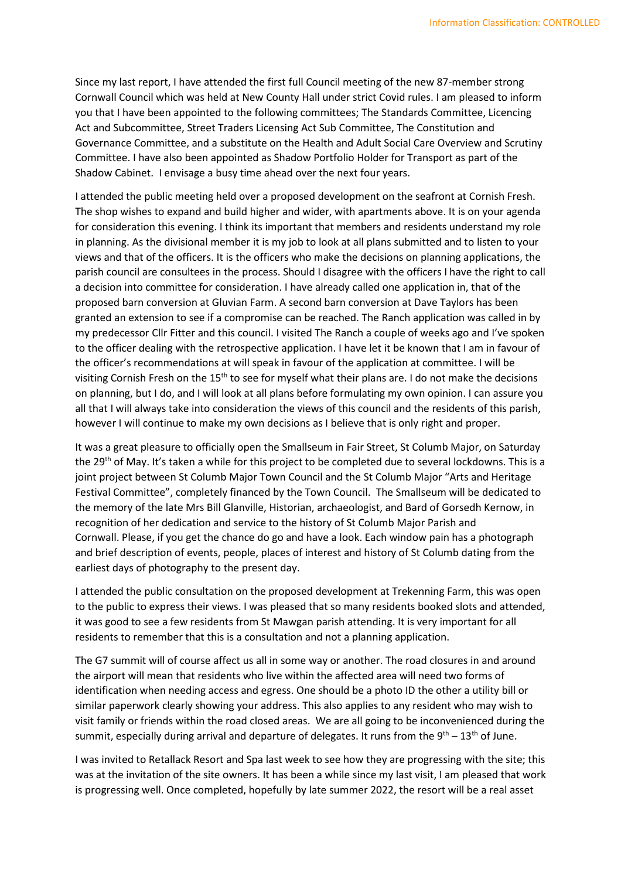Since my last report, I have attended the first full Council meeting of the new 87-member strong Cornwall Council which was held at New County Hall under strict Covid rules. I am pleased to inform you that I have been appointed to the following committees; The Standards Committee, Licencing Act and Subcommittee, Street Traders Licensing Act Sub Committee, The Constitution and Governance Committee, and a substitute on the Health and Adult Social Care Overview and Scrutiny Committee. I have also been appointed as Shadow Portfolio Holder for Transport as part of the Shadow Cabinet. I envisage a busy time ahead over the next four years.

I attended the public meeting held over a proposed development on the seafront at Cornish Fresh. The shop wishes to expand and build higher and wider, with apartments above. It is on your agenda for consideration this evening. I think its important that members and residents understand my role in planning. As the divisional member it is my job to look at all plans submitted and to listen to your views and that of the officers. It is the officers who make the decisions on planning applications, the parish council are consultees in the process. Should I disagree with the officers I have the right to call a decision into committee for consideration. I have already called one application in, that of the proposed barn conversion at Gluvian Farm. A second barn conversion at Dave Taylors has been granted an extension to see if a compromise can be reached. The Ranch application was called in by my predecessor Cllr Fitter and this council. I visited The Ranch a couple of weeks ago and I've spoken to the officer dealing with the retrospective application. I have let it be known that I am in favour of the officer's recommendations at will speak in favour of the application at committee. I will be visiting Cornish Fresh on the 15th to see for myself what their plans are. I do not make the decisions on planning, but I do, and I will look at all plans before formulating my own opinion. I can assure you all that I will always take into consideration the views of this council and the residents of this parish, however I will continue to make my own decisions as I believe that is only right and proper.

It was a great pleasure to officially open the Smallseum in Fair Street, St Columb Major, on Saturday the 29th of May. It's taken a while for this project to be completed due to several lockdowns. This is a joint project between St Columb Major Town Council and the St Columb Major "Arts and Heritage Festival Committee", completely financed by the Town Council. The Smallseum will be dedicated to the memory of the late Mrs Bill Glanville, Historian, archaeologist, and Bard of Gorsedh Kernow, in recognition of her dedication and service to the history of St Columb Major Parish and Cornwall. Please, if you get the chance do go and have a look. Each window pain has a photograph and brief description of events, people, places of interest and history of St Columb dating from the earliest days of photography to the present day.

I attended the public consultation on the proposed development at Trekenning Farm, this was open to the public to express their views. I was pleased that so many residents booked slots and attended, it was good to see a few residents from St Mawgan parish attending. It is very important for all residents to remember that this is a consultation and not a planning application.

The G7 summit will of course affect us all in some way or another. The road closures in and around the airport will mean that residents who live within the affected area will need two forms of identification when needing access and egress. One should be a photo ID the other a utility bill or similar paperwork clearly showing your address. This also applies to any resident who may wish to visit family or friends within the road closed areas. We are all going to be inconvenienced during the summit, especially during arrival and departure of delegates. It runs from the 9th – 13th of June.

I was invited to Retallack Resort and Spa last week to see how they are progressing with the site; this was at the invitation of the site owners. It has been a while since my last visit, I am pleased that work is progressing well. Once completed, hopefully by late summer 2022, the resort will be a real asset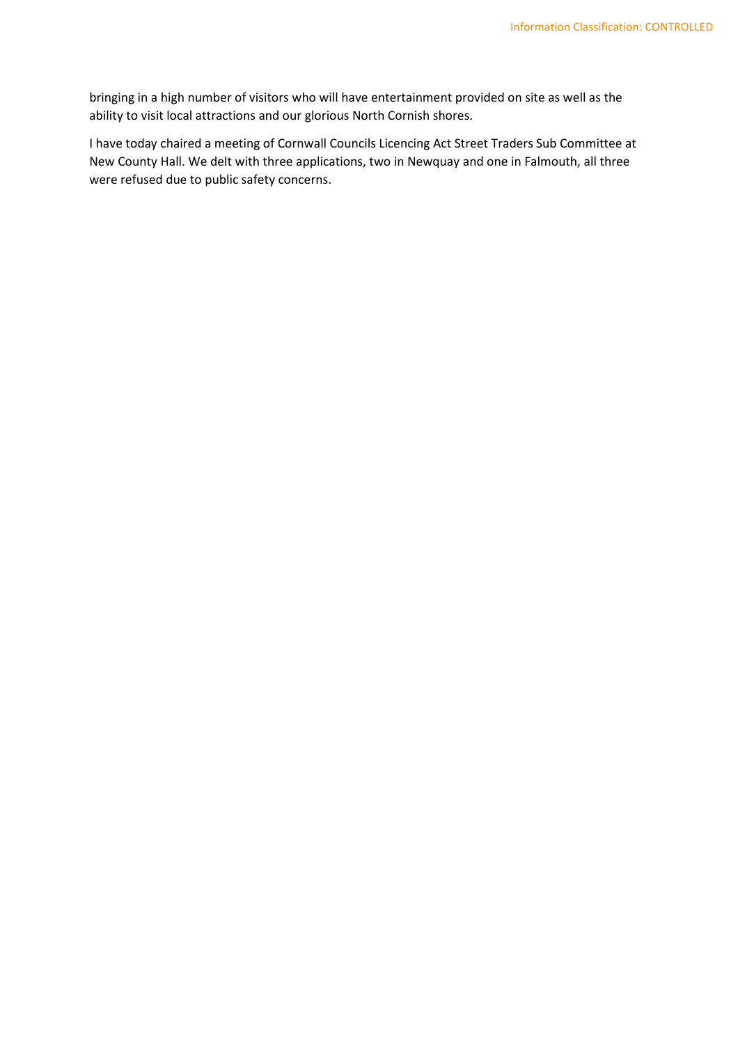bringing in a high number of visitors who will have entertainment provided on site as well as the ability to visit local attractions and our glorious North Cornish shores.

I have today chaired a meeting of Cornwall Councils Licencing Act Street Traders Sub Committee at New County Hall. We delt with three applications, two in Newquay and one in Falmouth, all three were refused due to public safety concerns.